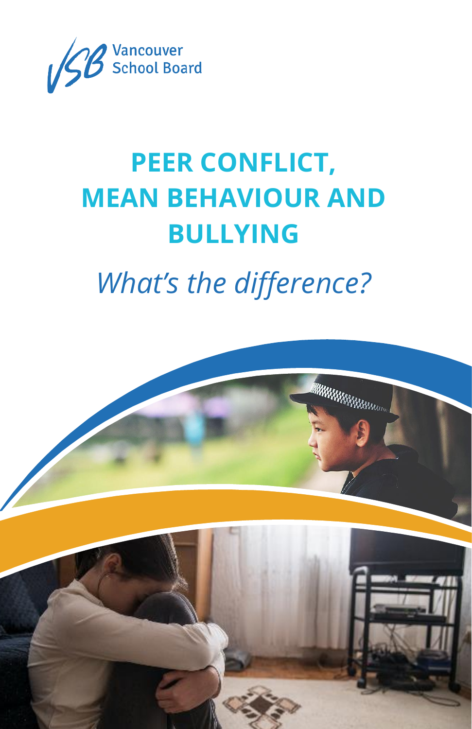Vancouver School Board

# PEER CONFLICT, MEAN BEHAVIOUR AND BULLYING

*What's the difference?*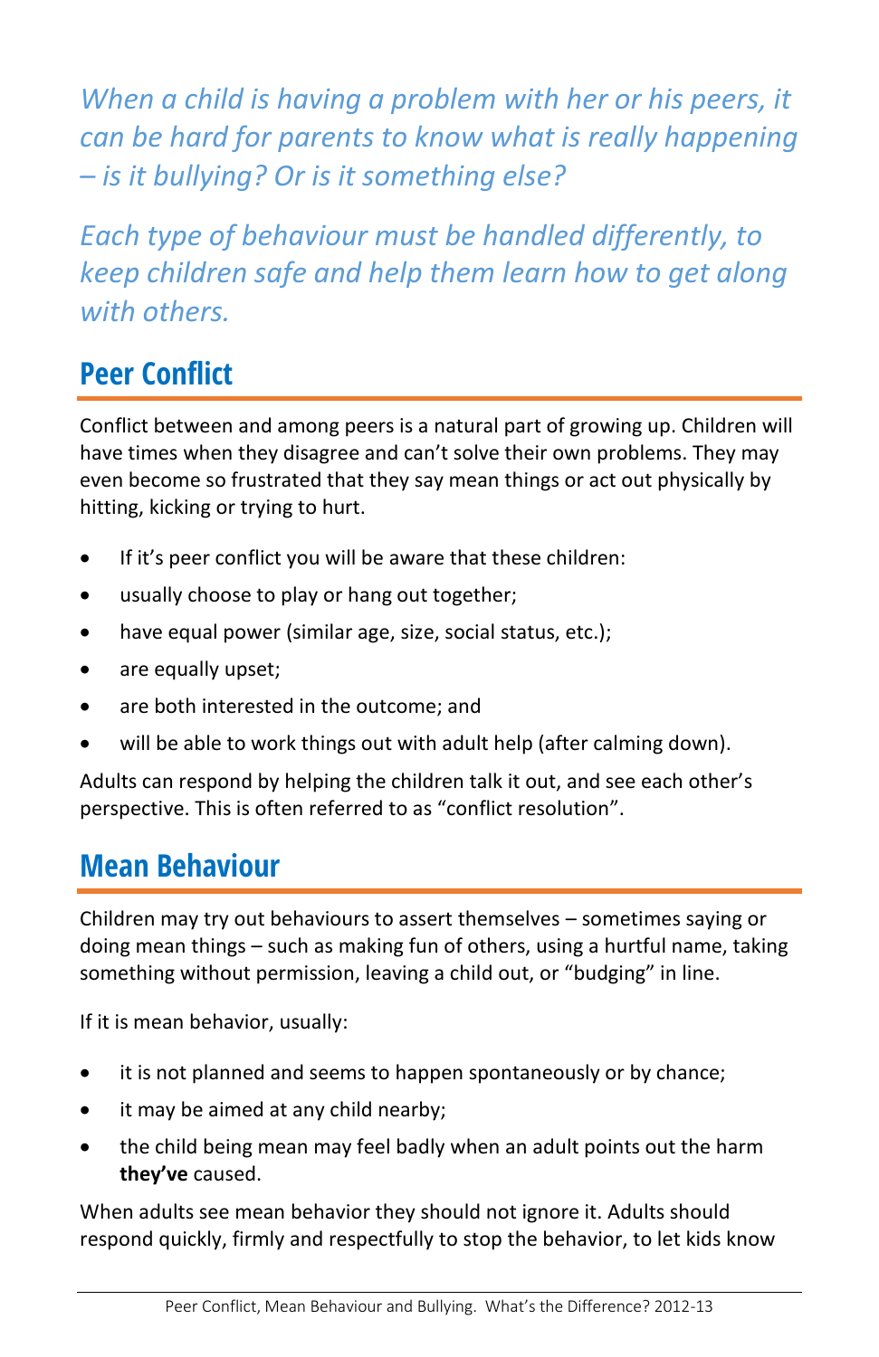*When a child is having a problem with her or his peers, it can be hard for parents to know what is really happening – is it bullying? Or is it something else?*

*Each type of behaviour must be handled differently, to keep children safe and help them learn how to get along with others.*

## Peer Conflict

Conflict between and among peers is a natural part of growing up. Children will have times when they disagree and can't solve their own problems. They may even become so frustrated that they say mean things or act out physically by hitting, kicking or trying to hurt.

- If it's peer conflict you will be aware that these children:
- usually choose to play or hang out together;
- have equal power (similar age, size, social status, etc.);
- are equally upset;
- are both interested in the outcome; and
- will be able to work things out with adult help (after calming down).

Adults can respond by helping the children talk it out, and see each other's perspective. This is often referred to as "conflict resolution".

## Mean Behaviour

Children may try out behaviours to assert themselves – sometimes saying or doing mean things – such as making fun of others, using a hurtful name, taking something without permission, leaving a child out, or "budging" in line.

If it is mean behavior, usually:

- it is not planned and seems to happen spontaneously or by chance;
- it may be aimed at any child nearby;
- the child being mean may feel badly when an adult points out the harm **they've** caused.

When adults see mean behavior they should not ignore it. Adults should respond quickly, firmly and respectfully to stop the behavior, to let kids know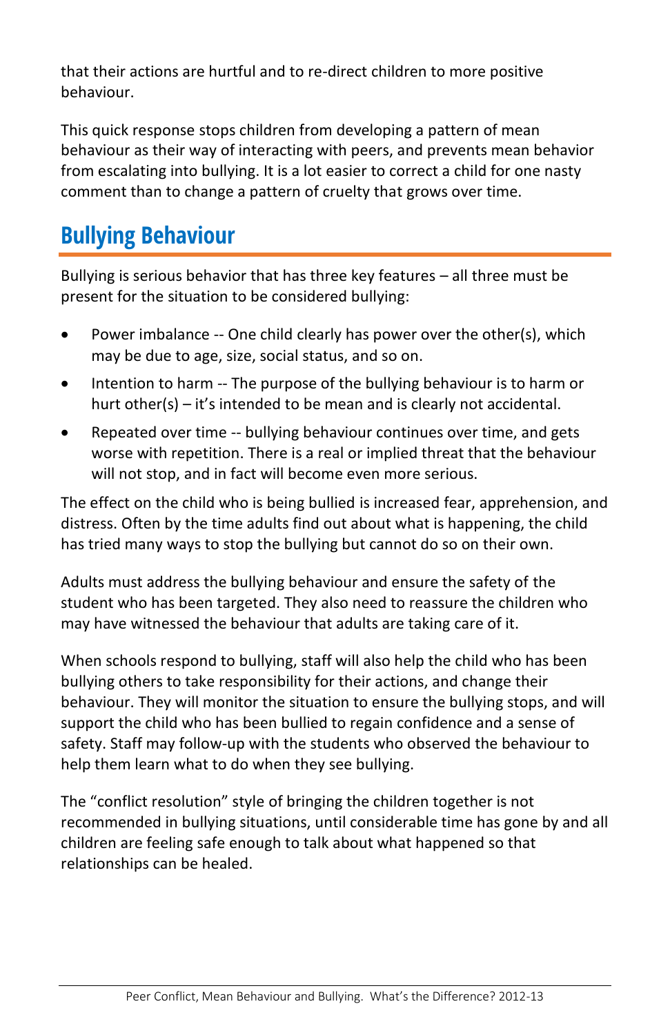that their actions are hurtful and to re-direct children to more positive behaviour.

This quick response stops children from developing a pattern of mean behaviour as their way of interacting with peers, and prevents mean behavior from escalating into bullying. It is a lot easier to correct a child for one nasty comment than to change a pattern of cruelty that grows over time.

## Bullying Behaviour

Bullying is serious behavior that has three key features – all three must be present for the situation to be considered bullying:

- Power imbalance -- One child clearly has power over the other(s), which may be due to age, size, social status, and so on.
- Intention to harm -- The purpose of the bullying behaviour is to harm or hurt other(s) – it's intended to be mean and is clearly not accidental.
- Repeated over time -- bullying behaviour continues over time, and gets worse with repetition. There is a real or implied threat that the behaviour will not stop, and in fact will become even more serious.

The effect on the child who is being bullied is increased fear, apprehension, and distress. Often by the time adults find out about what is happening, the child has tried many ways to stop the bullying but cannot do so on their own.

Adults must address the bullying behaviour and ensure the safety of the student who has been targeted. They also need to reassure the children who may have witnessed the behaviour that adults are taking care of it.

When schools respond to bullying, staff will also help the child who has been bullying others to take responsibility for their actions, and change their behaviour. They will monitor the situation to ensure the bullying stops, and will support the child who has been bullied to regain confidence and a sense of safety. Staff may follow-up with the students who observed the behaviour to help them learn what to do when they see bullying.

The "conflict resolution" style of bringing the children together is not recommended in bullying situations, until considerable time has gone by and all children are feeling safe enough to talk about what happened so that relationships can be healed.